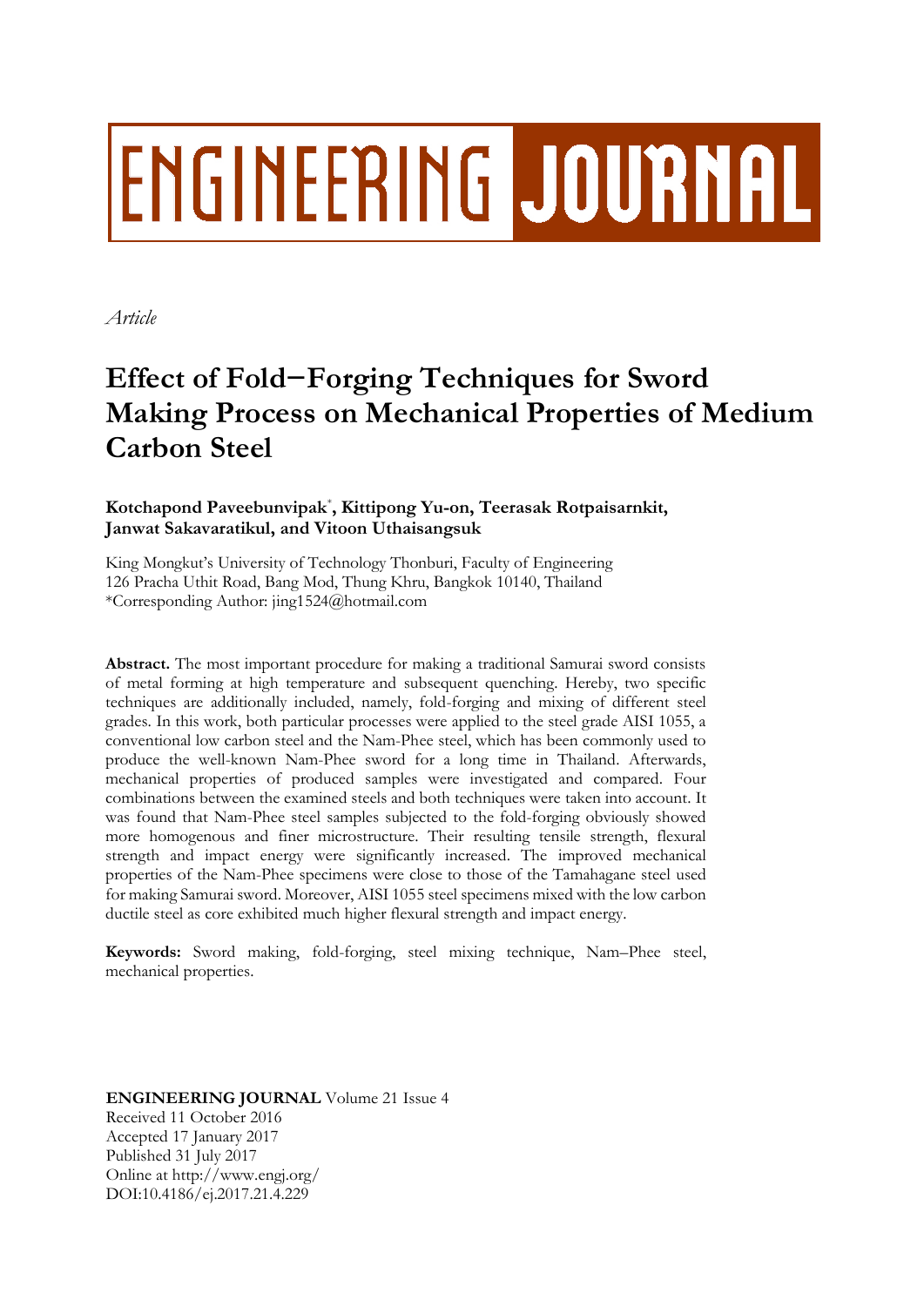# ENGINEERING JOURNAL

*Article*

# Effect of Fold−Forging Techniques for Sword Making Process on Mechanical Properties of Medium Carbon Steel

**Kotchapond Paveebunvipak***, **Kittipong Yu-on, Teerasak Rotpaisarnkit, Janwat Sakavaratikul, and Vitoon Uthaisangsuk**

King Mongkut's University of Technology Thonburi, Faculty of Engineering
126 Pracha Uthit Road, Bang Mod, Thung Khru, Bangkok 10140, Thailand
*Corresponding Author: jing1524@hotmail.com

**Abstract.** The most important procedure for making a traditional Samurai sword consists of metal forming at high temperature and subsequent quenching. Hereby, two specific techniques are additionally included, namely, fold-forging and mixing of different steel grades. In this work, both particular processes were applied to the steel grade AISI 1055, a conventional low carbon steel and the Nam-Phee steel, which has been commonly used to produce the well-known Nam-Phee sword for a long time in Thailand. Afterwards, mechanical properties of produced samples were investigated and compared. Four combinations between the examined steels and both techniques were taken into account. It was found that Nam-Phee steel samples subjected to the fold-forging obviously showed more homogenous and finer microstructure. Their resulting tensile strength, flexural strength and impact energy were significantly increased. The improved mechanical properties of the Nam-Phee specimens were close to those of the Tamahagane steel used for making Samurai sword. Moreover, AISI 1055 steel specimens mixed with the low carbon ductile steel as core exhibited much higher flexural strength and impact energy.

**Keywords:** Sword making, fold-forging, steel mixing technique, Nam–Phee steel, mechanical properties.

**ENGINEERING JOURNAL** Volume 21 Issue 4
Received 11 October 2016
Accepted 17 January 2017
Published 31 July 2017
Online at http://www.engj.org/
DOI:10.4186/ej.2017.21.4.229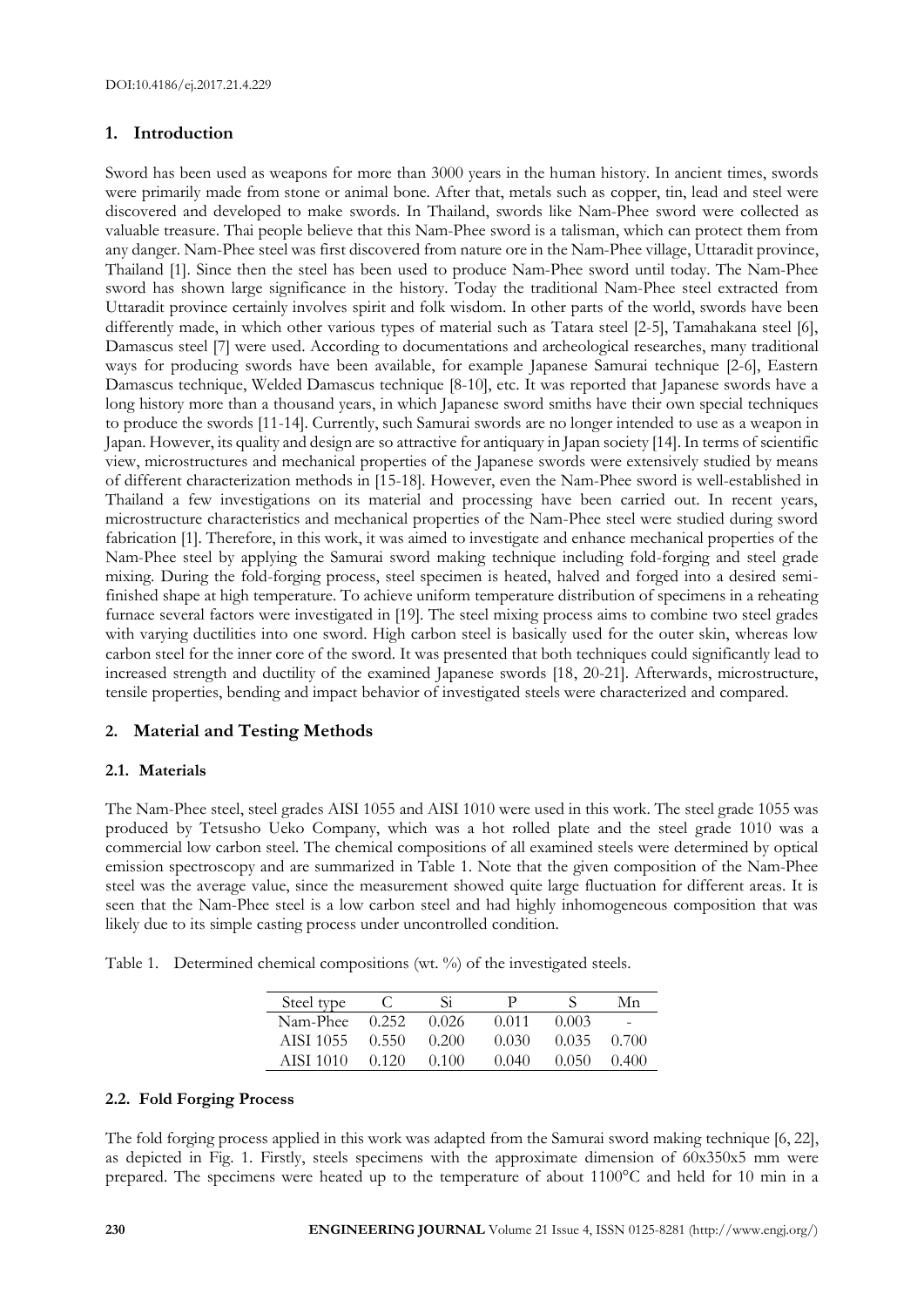## 1. Introduction

Sword has been used as weapons for more than 3000 years in the human history. In ancient times, swords were primarily made from stone or animal bone. After that, metals such as copper, tin, lead and steel were discovered and developed to make swords. In Thailand, swords like Nam-Phee sword were collected as valuable treasure. Thai people believe that this Nam-Phee sword is a talisman, which can protect them from any danger. Nam-Phee steel was first discovered from nature ore in the Nam-Phee village, Uttaradit province, Thailand [1]. Since then the steel has been used to produce Nam-Phee sword until today. The Nam-Phee sword has shown large significance in the history. Today the traditional Nam-Phee steel extracted from Uttaradit province certainly involves spirit and folk wisdom. In other parts of the world, swords have been differently made, in which other various types of material such as Tatara steel [2-5], Tamahakana steel [6], Damascus steel [7] were used. According to documentations and archeological researches, many traditional ways for producing swords have been available, for example Japanese Samurai technique [2-6], Eastern Damascus technique, Welded Damascus technique [8-10], etc. It was reported that Japanese swords have a long history more than a thousand years, in which Japanese sword smiths have their own special techniques to produce the swords [11-14]. Currently, such Samurai swords are no longer intended to use as a weapon in Japan. However, its quality and design are so attractive for antiquary in Japan society [14]. In terms of scientific view, microstructures and mechanical properties of the Japanese swords were extensively studied by means of different characterization methods in [15-18]. However, even the Nam-Phee sword is well-established in Thailand a few investigations on its material and processing have been carried out. In recent years, microstructure characteristics and mechanical properties of the Nam-Phee steel were studied during sword fabrication [1]. Therefore, in this work, it was aimed to investigate and enhance mechanical properties of the Nam-Phee steel by applying the Samurai sword making technique including fold-forging and steel grade mixing. During the fold-forging process, steel specimen is heated, halved and forged into a desired semi-finished shape at high temperature. To achieve uniform temperature distribution of specimens in a reheating furnace several factors were investigated in [19]. The steel mixing process aims to combine two steel grades with varying ductilities into one sword. High carbon steel is basically used for the outer skin, whereas low carbon steel for the inner core of the sword. It was presented that both techniques could significantly lead to increased strength and ductility of the examined Japanese swords [18, 20-21]. Afterwards, microstructure, tensile properties, bending and impact behavior of investigated steels were characterized and compared.

## 2. Material and Testing Methods

### 2.1. Materials

The Nam-Phee steel, steel grades AISI 1055 and AISI 1010 were used in this work. The steel grade 1055 was produced by Tetsusho Ueko Company, which was a hot rolled plate and the steel grade 1010 was a commercial low carbon steel. The chemical compositions of all examined steels were determined by optical emission spectroscopy and are summarized in Table 1. Note that the given composition of the Nam-Phee steel was the average value, since the measurement showed quite large fluctuation for different areas. It is seen that the Nam-Phee steel is a low carbon steel and had highly inhomogeneous composition that was likely due to its simple casting process under uncontrolled condition.

Table 1. Determined chemical compositions (wt. %) of the investigated steels.

| Steel type | C | Si | P | S | Mn |
|---|---|---|---|---|---|
| Nam-Phee | 0.252 | 0.026 | 0.011 | 0.003 | - |
| AISI 1055 | 0.550 | 0.200 | 0.030 | 0.035 | 0.700 |
| AISI 1010 | 0.120 | 0.100 | 0.040 | 0.050 | 0.400 |

### 2.2. Fold Forging Process

The fold forging process applied in this work was adapted from the Samurai sword making technique [6, 22], as depicted in Fig. 1. Firstly, steels specimens with the approximate dimension of 60x350x5 mm were prepared. The specimens were heated up to the temperature of about 1100°C and held for 10 min in a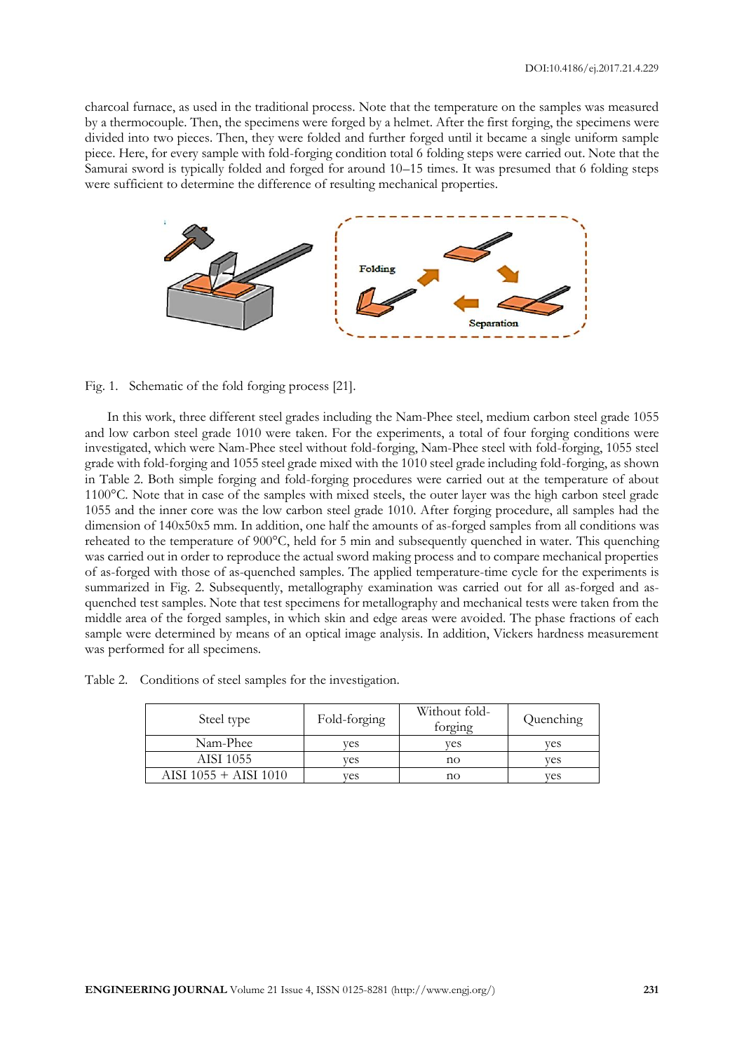charcoal furnace, as used in the traditional process. Note that the temperature on the samples was measured by a thermocouple. Then, the specimens were forged by a helmet. After the first forging, the specimens were divided into two pieces. Then, they were folded and further forged until it became a single uniform sample piece. Here, for every sample with fold-forging condition total 6 folding steps were carried out. Note that the Samurai sword is typically folded and forged for around 10–15 times. It was presumed that 6 folding steps were sufficient to determine the difference of resulting mechanical properties.

Fig. 1. Schematic of the fold forging process [21].

In this work, three different steel grades including the Nam-Phee steel, medium carbon steel grade 1055 and low carbon steel grade 1010 were taken. For the experiments, a total of four forging conditions were investigated, which were Nam-Phee steel without fold-forging, Nam-Phee steel with fold-forging, 1055 steel grade with fold-forging and 1055 steel grade mixed with the 1010 steel grade including fold-forging, as shown in Table 2. Both simple forging and fold-forging procedures were carried out at the temperature of about 1100°C. Note that in case of the samples with mixed steels, the outer layer was the high carbon steel grade 1055 and the inner core was the low carbon steel grade 1010. After forging procedure, all samples had the dimension of 140x50x5 mm. In addition, one half the amounts of as-forged samples from all conditions was reheated to the temperature of 900°C, held for 5 min and subsequently quenched in water. This quenching was carried out in order to reproduce the actual sword making process and to compare mechanical properties of as-forged with those of as-quenched samples. The applied temperature-time cycle for the experiments is summarized in Fig. 2. Subsequently, metallography examination was carried out for all as-forged and as-quenched test samples. Note that test specimens for metallography and mechanical tests were taken from the middle area of the forged samples, in which skin and edge areas were avoided. The phase fractions of each sample were determined by means of an optical image analysis. In addition, Vickers hardness measurement was performed for all specimens.

Table 2. Conditions of steel samples for the investigation.

| Steel type | Fold-forging | Without fold-forging | Quenching |
|---|---|---|---|
| Nam-Phee | yes | yes | yes |
| AISI 1055 | yes | no | yes |
| AISI 1055 + AISI 1010 | yes | no | yes |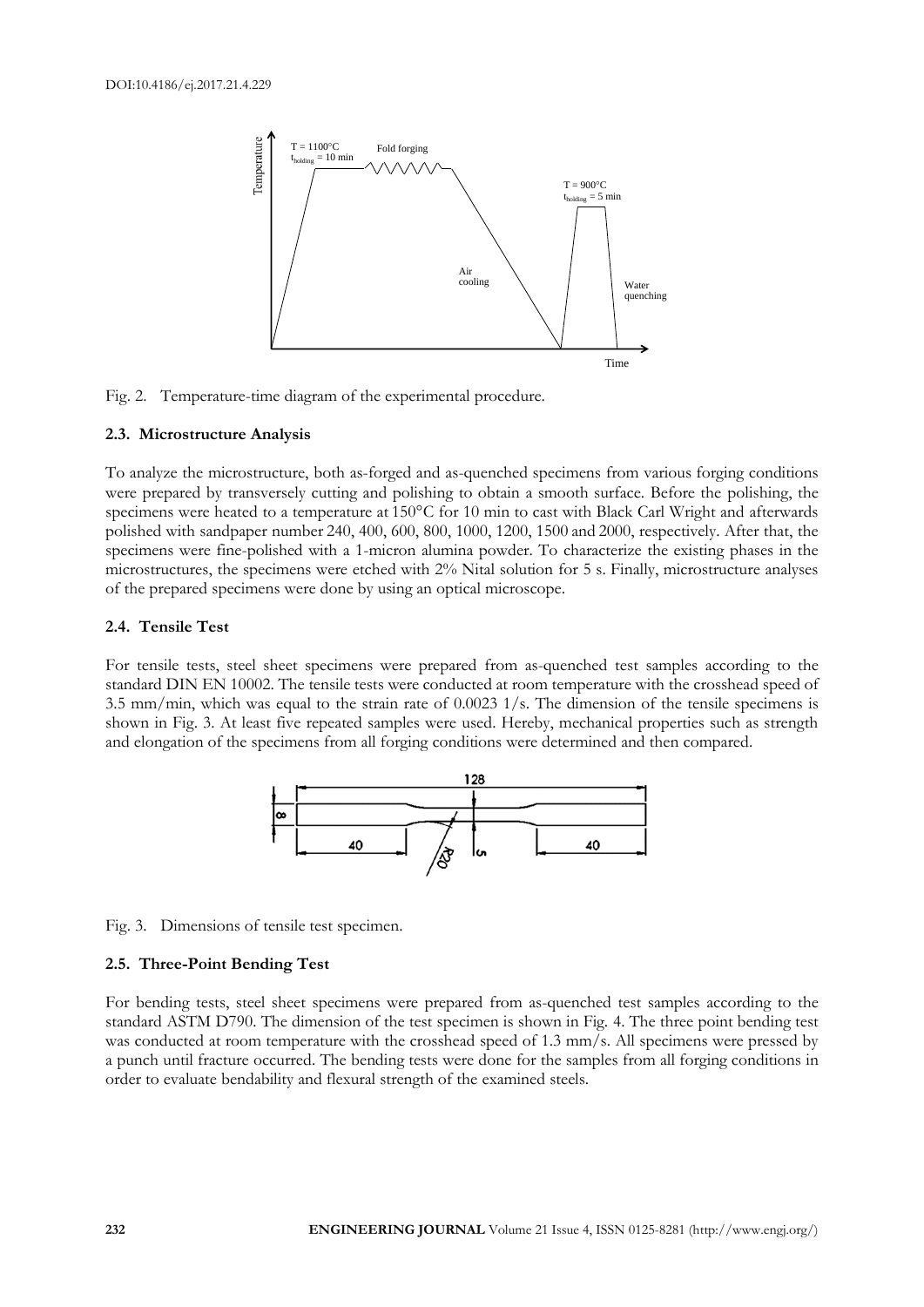Fig. 2. Temperature-time diagram of the experimental procedure.

### 2.3. Microstructure Analysis

To analyze the microstructure, both as-forged and as-quenched specimens from various forging conditions were prepared by transversely cutting and polishing to obtain a smooth surface. Before the polishing, the specimens were heated to a temperature at 150°C for 10 min to cast with Black Carl Wright and afterwards polished with sandpaper number 240, 400, 600, 800, 1000, 1200, 1500 and 2000, respectively. After that, the specimens were fine-polished with a 1-micron alumina powder. To characterize the existing phases in the microstructures, the specimens were etched with 2% Nital solution for 5 s. Finally, microstructure analyses of the prepared specimens were done by using an optical microscope.

### 2.4. Tensile Test

For tensile tests, steel sheet specimens were prepared from as-quenched test samples according to the standard DIN EN 10002. The tensile tests were conducted at room temperature with the crosshead speed of 3.5 mm/min, which was equal to the strain rate of 0.0023 1/s. The dimension of the tensile specimens is shown in Fig. 3. At least five repeated samples were used. Hereby, mechanical properties such as strength and elongation of the specimens from all forging conditions were determined and then compared.

Fig. 3. Dimensions of tensile test specimen.

### 2.5. Three-Point Bending Test

For bending tests, steel sheet specimens were prepared from as-quenched test samples according to the standard ASTM D790. The dimension of the test specimen is shown in Fig. 4. The three point bending test was conducted at room temperature with the crosshead speed of 1.3 mm/s. All specimens were pressed by a punch until fracture occurred. The bending tests were done for the samples from all forging conditions in order to evaluate bendability and flexural strength of the examined steels.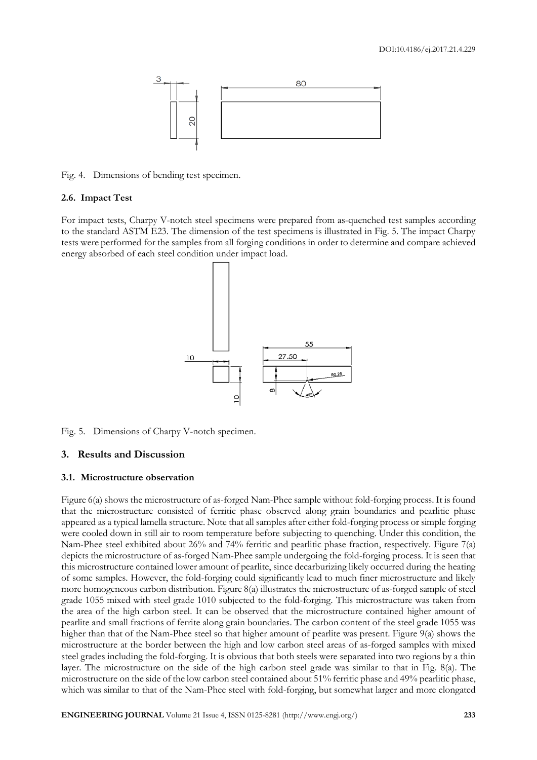Fig. 4. Dimensions of bending test specimen.

### 2.6. Impact Test

For impact tests, Charpy V-notch steel specimens were prepared from as-quenched test samples according to the standard ASTM E23. The dimension of the test specimens is illustrated in Fig. 5. The impact Charpy tests were performed for the samples from all forging conditions in order to determine and compare achieved energy absorbed of each steel condition under impact load.

Fig. 5. Dimensions of Charpy V-notch specimen.

## 3. Results and Discussion

### 3.1. Microstructure observation

Figure 6(a) shows the microstructure of as-forged Nam-Phee sample without fold-forging process. It is found that the microstructure consisted of ferritic phase observed along grain boundaries and pearlitic phase appeared as a typical lamella structure. Note that all samples after either fold-forging process or simple forging were cooled down in still air to room temperature before subjecting to quenching. Under this condition, the Nam-Phee steel exhibited about 26% and 74% ferritic and pearlitic phase fraction, respectively. Figure 7(a) depicts the microstructure of as-forged Nam-Phee sample undergoing the fold-forging process. It is seen that this microstructure contained lower amount of pearlite, since decarburizing likely occurred during the heating of some samples. However, the fold-forging could significantly lead to much finer microstructure and likely more homogeneous carbon distribution. Figure 8(a) illustrates the microstructure of as-forged sample of steel grade 1055 mixed with steel grade 1010 subjected to the fold-forging. This microstructure was taken from the area of the high carbon steel. It can be observed that the microstructure contained higher amount of pearlite and small fractions of ferrite along grain boundaries. The carbon content of the steel grade 1055 was higher than that of the Nam-Phee steel so that higher amount of pearlite was present. Figure 9(a) shows the microstructure at the border between the high and low carbon steel areas of as-forged samples with mixed steel grades including the fold-forging. It is obvious that both steels were separated into two regions by a thin layer. The microstructure on the side of the high carbon steel grade was similar to that in Fig. 8(a). The microstructure on the side of the low carbon steel contained about 51% ferritic phase and 49% pearlitic phase, which was similar to that of the Nam-Phee steel with fold-forging, but somewhat larger and more elongated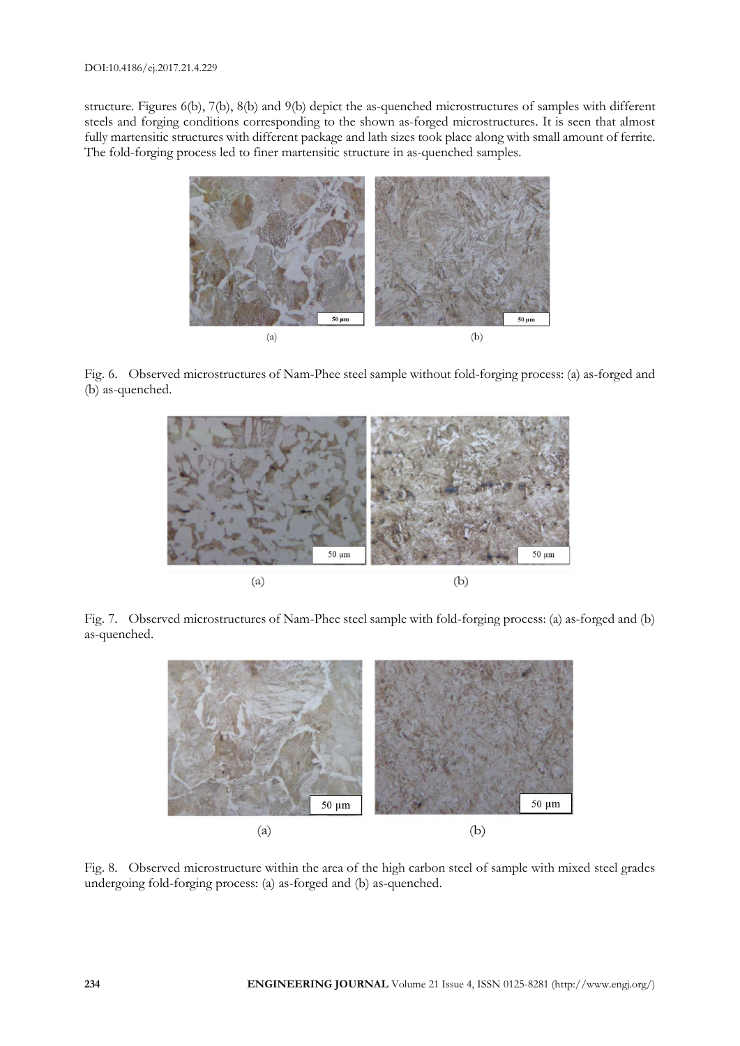structure. Figures 6(b), 7(b), 8(b) and 9(b) depict the as-quenched microstructures of samples with different steels and forging conditions corresponding to the shown as-forged microstructures. It is seen that almost fully martensitic structures with different package and lath sizes took place along with small amount of ferrite. The fold-forging process led to finer martensitic structure in as-quenched samples.

Fig. 6. Observed microstructures of Nam-Phee steel sample without fold-forging process: (a) as-forged and (b) as-quenched.

Fig. 7. Observed microstructures of Nam-Phee steel sample with fold-forging process: (a) as-forged and (b) as-quenched.

Fig. 8. Observed microstructure within the area of the high carbon steel of sample with mixed steel grades undergoing fold-forging process: (a) as-forged and (b) as-quenched.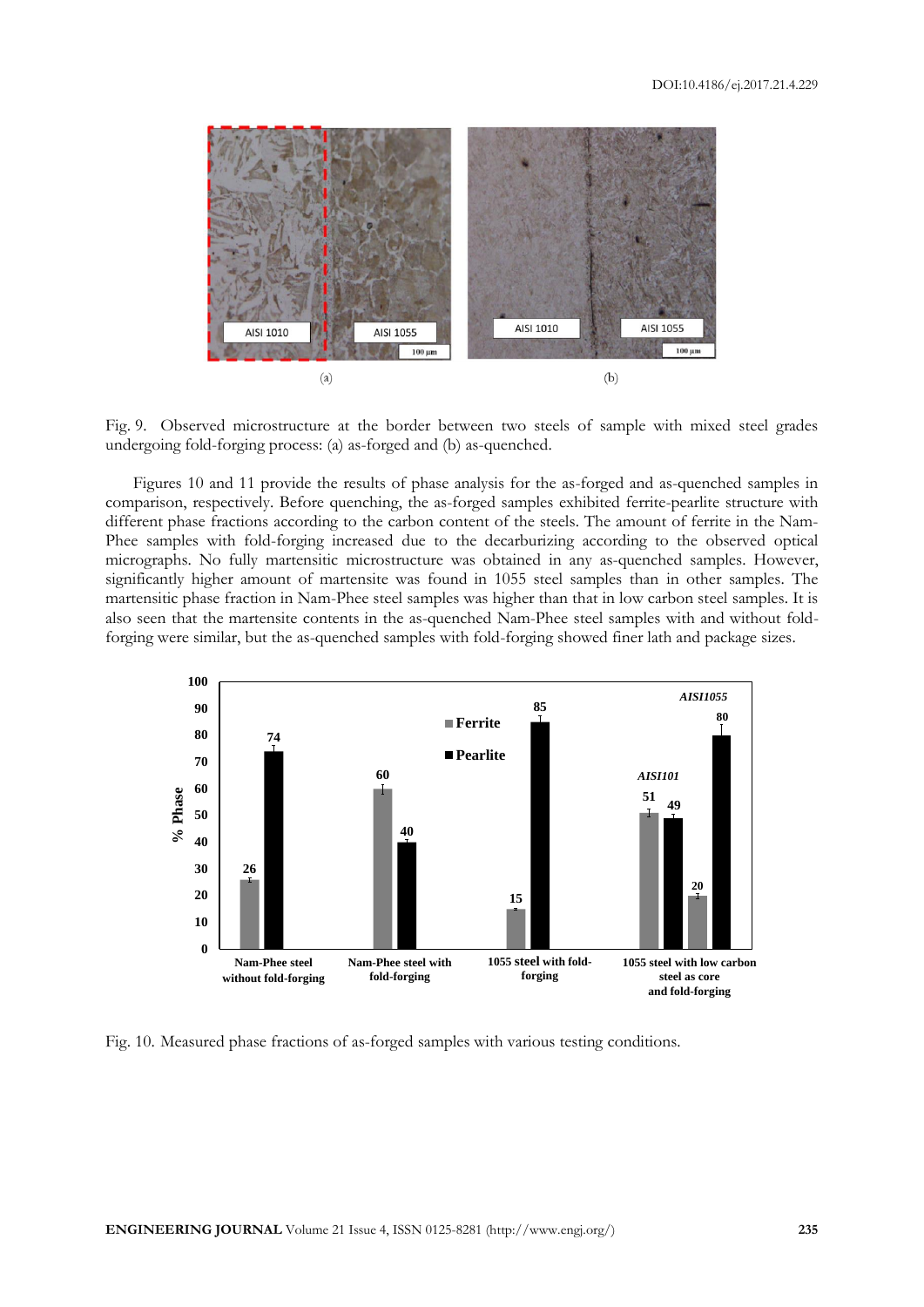Fig. 9. Observed microstructure at the border between two steels of sample with mixed steel grades undergoing fold-forging process: (a) as-forged and (b) as-quenched.

Figures 10 and 11 provide the results of phase analysis for the as-forged and as-quenched samples in comparison, respectively. Before quenching, the as-forged samples exhibited ferrite-pearlite structure with different phase fractions according to the carbon content of the steels. The amount of ferrite in the Nam-Phee samples with fold-forging increased due to the decarburizing according to the observed optical micrographs. No fully martensitic microstructure was obtained in any as-quenched samples. However, significantly higher amount of martensite was found in 1055 steel samples than in other samples. The martensitic phase fraction in Nam-Phee steel samples was higher than that in low carbon steel samples. It is also seen that the martensite contents in the as-quenched Nam-Phee steel samples with and without fold-forging were similar, but the as-quenched samples with fold-forging showed finer lath and package sizes.

Fig. 10. Measured phase fractions of as-forged samples with various testing conditions.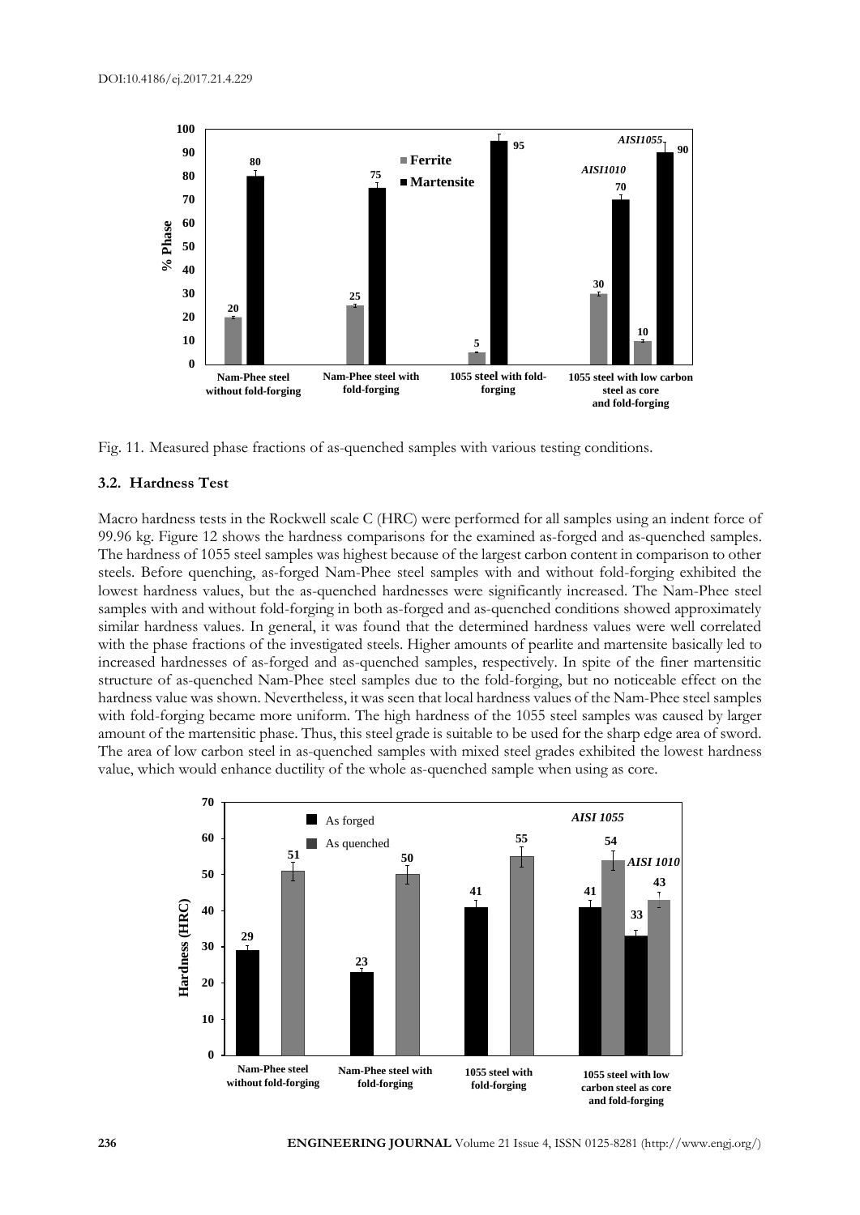Fig. 11. Measured phase fractions of as-quenched samples with various testing conditions.

### 3.2. Hardness Test

Macro hardness tests in the Rockwell scale C (HRC) were performed for all samples using an indent force of 99.96 kg. Figure 12 shows the hardness comparisons for the examined as-forged and as-quenched samples. The hardness of 1055 steel samples was highest because of the largest carbon content in comparison to other steels. Before quenching, as-forged Nam-Phee steel samples with and without fold-forging exhibited the lowest hardness values, but the as-quenched hardnesses were significantly increased. The Nam-Phee steel samples with and without fold-forging in both as-forged and as-quenched conditions showed approximately similar hardness values. In general, it was found that the determined hardness values were well correlated with the phase fractions of the investigated steels. Higher amounts of pearlite and martensite basically led to increased hardnesses of as-forged and as-quenched samples, respectively. In spite of the finer martensitic structure of as-quenched Nam-Phee steel samples due to the fold-forging, but no noticeable effect on the hardness value was shown. Nevertheless, it was seen that local hardness values of the Nam-Phee steel samples with fold-forging became more uniform. The high hardness of the 1055 steel samples was caused by larger amount of the martensitic phase. Thus, this steel grade is suitable to be used for the sharp edge area of sword. The area of low carbon steel in as-quenched samples with mixed steel grades exhibited the lowest hardness value, which would enhance ductility of the whole as-quenched sample when using as core.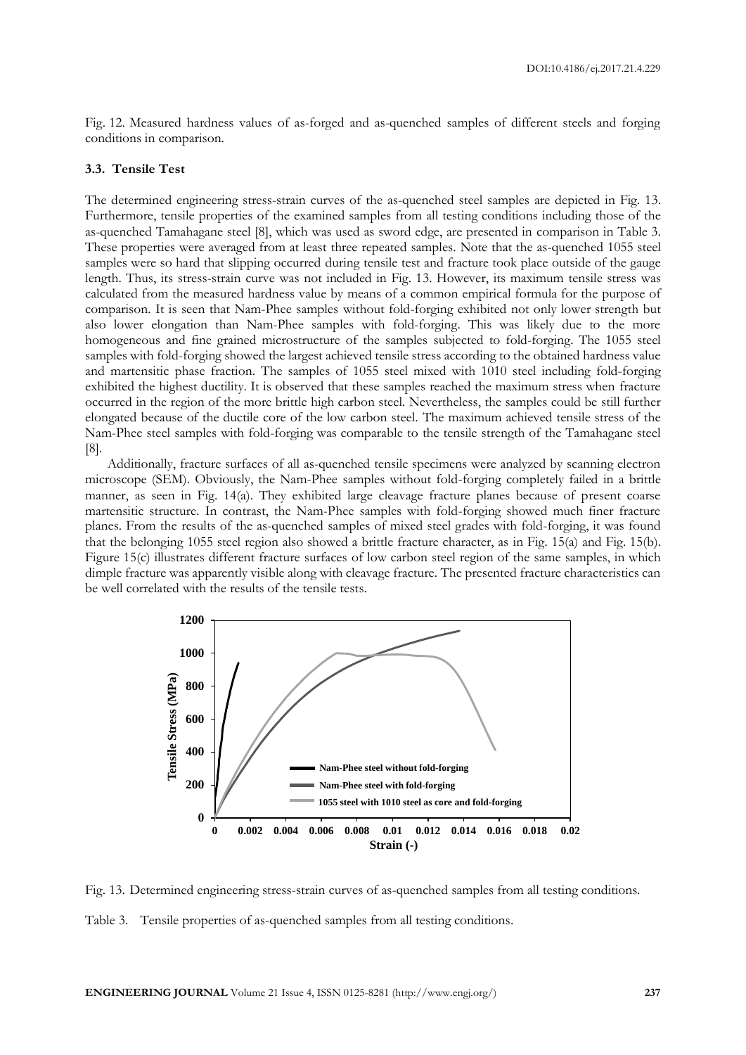Fig. 12. Measured hardness values of as-forged and as-quenched samples of different steels and forging conditions in comparison.

### 3.3. Tensile Test

The determined engineering stress-strain curves of the as-quenched steel samples are depicted in Fig. 13. Furthermore, tensile properties of the examined samples from all testing conditions including those of the as-quenched Tamahagane steel [8], which was used as sword edge, are presented in comparison in Table 3. These properties were averaged from at least three repeated samples. Note that the as-quenched 1055 steel samples were so hard that slipping occurred during tensile test and fracture took place outside of the gauge length. Thus, its stress-strain curve was not included in Fig. 13. However, its maximum tensile stress was calculated from the measured hardness value by means of a common empirical formula for the purpose of comparison. It is seen that Nam-Phee samples without fold-forging exhibited not only lower strength but also lower elongation than Nam-Phee samples with fold-forging. This was likely due to the more homogeneous and fine grained microstructure of the samples subjected to fold-forging. The 1055 steel samples with fold-forging showed the largest achieved tensile stress according to the obtained hardness value and martensitic phase fraction. The samples of 1055 steel mixed with 1010 steel including fold-forging exhibited the highest ductility. It is observed that these samples reached the maximum stress when fracture occurred in the region of the more brittle high carbon steel. Nevertheless, the samples could be still further elongated because of the ductile core of the low carbon steel. The maximum achieved tensile stress of the Nam-Phee steel samples with fold-forging was comparable to the tensile strength of the Tamahagane steel [8].

Additionally, fracture surfaces of all as-quenched tensile specimens were analyzed by scanning electron microscope (SEM). Obviously, the Nam-Phee samples without fold-forging completely failed in a brittle manner, as seen in Fig. 14(a). They exhibited large cleavage fracture planes because of present coarse martensitic structure. In contrast, the Nam-Phee samples with fold-forging showed much finer fracture planes. From the results of the as-quenched samples of mixed steel grades with fold-forging, it was found that the belonging 1055 steel region also showed a brittle fracture character, as in Fig. 15(a) and Fig. 15(b). Figure 15(c) illustrates different fracture surfaces of low carbon steel region of the same samples, in which dimple fracture was apparently visible along with cleavage fracture. The presented fracture characteristics can be well correlated with the results of the tensile tests.

Fig. 13. Determined engineering stress-strain curves of as-quenched samples from all testing conditions.

Table 3. Tensile properties of as-quenched samples from all testing conditions.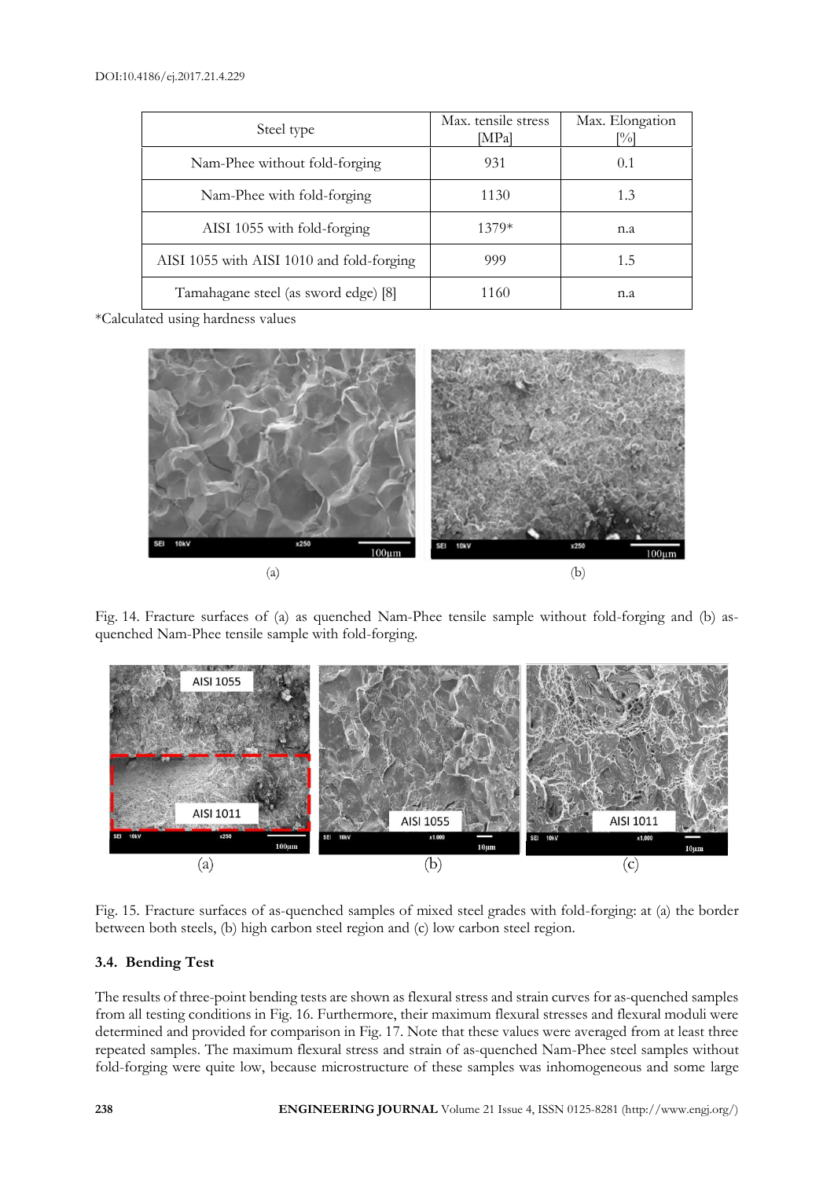| Steel type | Max. tensile stress [MPa] | Max. Elongation [%] |
|---|---|---|
| Nam-Phee without fold-forging | 931 | 0.1 |
| Nam-Phee with fold-forging | 1130 | 1.3 |
| AISI 1055 with fold-forging | 1379* | n.a |
| AISI 1055 with AISI 1010 and fold-forging | 999 | 1.5 |
| Tamahagane steel (as sword edge) [8] | 1160 | n.a |

*Calculated using hardness values

Fig. 14. Fracture surfaces of (a) as quenched Nam-Phee tensile sample without fold-forging and (b) as-quenched Nam-Phee tensile sample with fold-forging.

Fig. 15. Fracture surfaces of as-quenched samples of mixed steel grades with fold-forging: at (a) the border between both steels, (b) high carbon steel region and (c) low carbon steel region.

### 3.4. Bending Test

The results of three-point bending tests are shown as flexural stress and strain curves for as-quenched samples from all testing conditions in Fig. 16. Furthermore, their maximum flexural stresses and flexural moduli were determined and provided for comparison in Fig. 17. Note that these values were averaged from at least three repeated samples. The maximum flexural stress and strain of as-quenched Nam-Phee steel samples without fold-forging were quite low, because microstructure of these samples was inhomogeneous and some large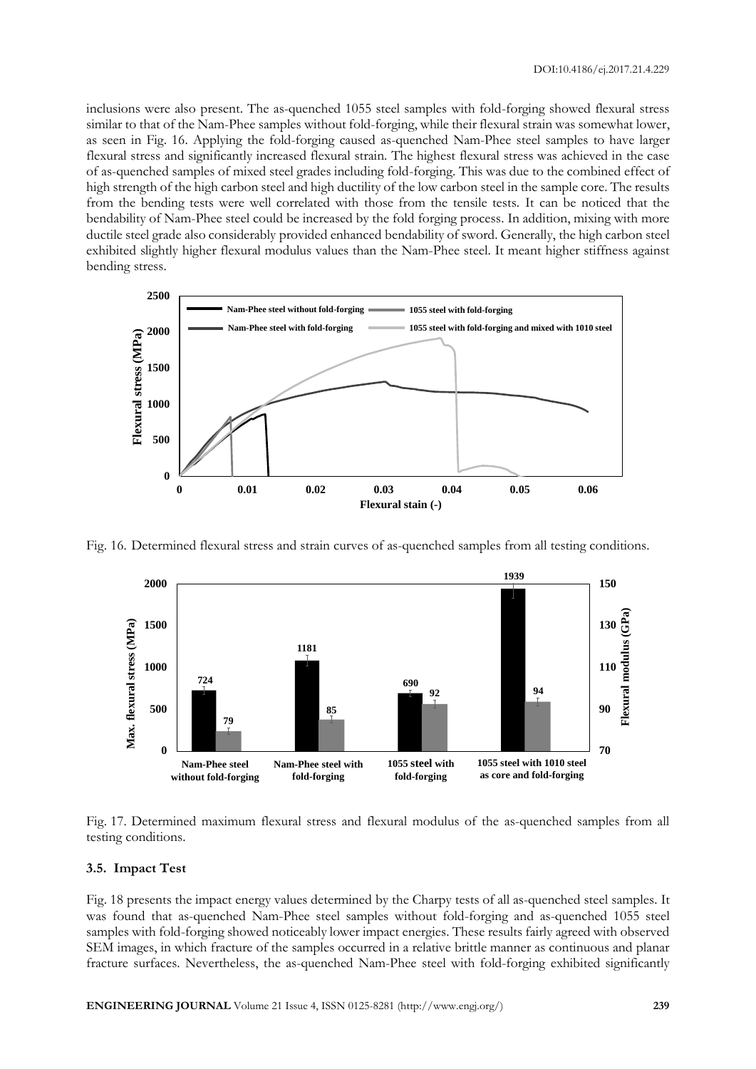inclusions were also present. The as-quenched 1055 steel samples with fold-forging showed flexural stress similar to that of the Nam-Phee samples without fold-forging, while their flexural strain was somewhat lower, as seen in Fig. 16. Applying the fold-forging caused as-quenched Nam-Phee steel samples to have larger flexural stress and significantly increased flexural strain. The highest flexural stress was achieved in the case of as-quenched samples of mixed steel grades including fold-forging. This was due to the combined effect of high strength of the high carbon steel and high ductility of the low carbon steel in the sample core. The results from the bending tests were well correlated with those from the tensile tests. It can be noticed that the bendability of Nam-Phee steel could be increased by the fold forging process. In addition, mixing with more ductile steel grade also considerably provided enhanced bendability of sword. Generally, the high carbon steel exhibited slightly higher flexural modulus values than the Nam-Phee steel. It meant higher stiffness against bending stress.

Fig. 16. Determined flexural stress and strain curves of as-quenched samples from all testing conditions.

Fig. 17. Determined maximum flexural stress and flexural modulus of the as-quenched samples from all testing conditions.

### 3.5. Impact Test

Fig. 18 presents the impact energy values determined by the Charpy tests of all as-quenched steel samples. It was found that as-quenched Nam-Phee steel samples without fold-forging and as-quenched 1055 steel samples with fold-forging showed noticeably lower impact energies. These results fairly agreed with observed SEM images, in which fracture of the samples occurred in a relative brittle manner as continuous and planar fracture surfaces. Nevertheless, the as-quenched Nam-Phee steel with fold-forging exhibited significantly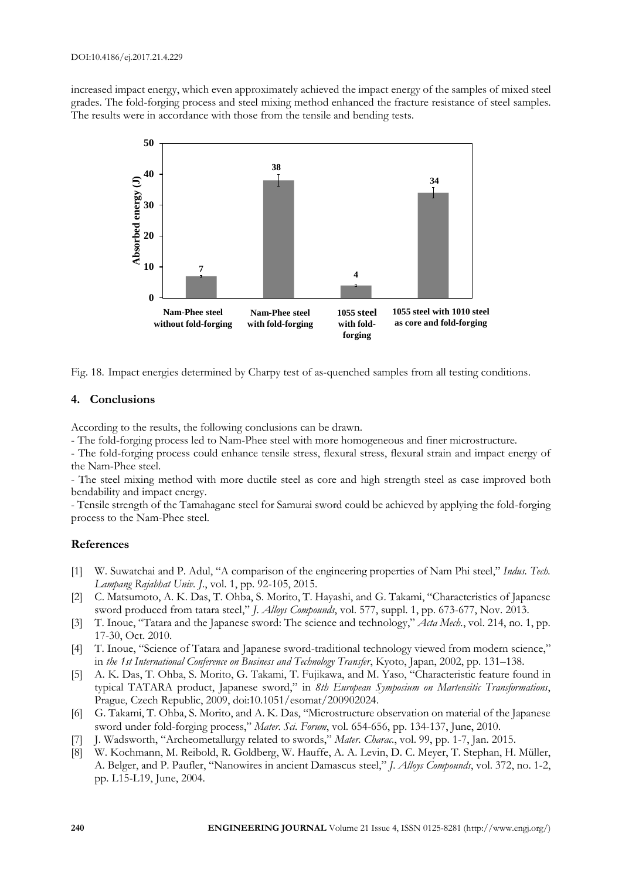increased impact energy, which even approximately achieved the impact energy of the samples of mixed steel grades. The fold-forging process and steel mixing method enhanced the fracture resistance of steel samples. The results were in accordance with those from the tensile and bending tests.

Fig. 18. Impact energies determined by Charpy test of as-quenched samples from all testing conditions.

## 4. Conclusions

According to the results, the following conclusions can be drawn.

- The fold-forging process led to Nam-Phee steel with more homogeneous and finer microstructure.
- The fold-forging process could enhance tensile stress, flexural stress, flexural strain and impact energy of the Nam-Phee steel.
- The steel mixing method with more ductile steel as core and high strength steel as case improved both bendability and impact energy.
- Tensile strength of the Tamahagane steel for Samurai sword could be achieved by applying the fold-forging process to the Nam-Phee steel.

## References

[1] W. Suwatchai and P. Adul, "A comparison of the engineering properties of Nam Phi steel," *Indus. Tech. Lampang Rajabhat Univ. J.*, vol. 1, pp. 92-105, 2015.

[2] C. Matsumoto, A. K. Das, T. Ohba, S. Morito, T. Hayashi, and G. Takami, "Characteristics of Japanese sword produced from tatara steel," *J. Alloys Compounds*, vol. 577, suppl. 1, pp. 673-677, Nov. 2013.

[3] T. Inoue, "Tatara and the Japanese sword: The science and technology," *Acta Mech.*, vol. 214, no. 1, pp. 17-30, Oct. 2010.

[4] T. Inoue, "Science of Tatara and Japanese sword-traditional technology viewed from modern science," in *the 1st International Conference on Business and Technology Transfer*, Kyoto, Japan, 2002, pp. 131–138.

[5] A. K. Das, T. Ohba, S. Morito, G. Takami, T. Fujikawa, and M. Yaso, "Characteristic feature found in typical TATARA product, Japanese sword," in *8th European Symposium on Martensitic Transformations*, Prague, Czech Republic, 2009, doi:10.1051/esomat/200902024.

[6] G. Takami, T. Ohba, S. Morito, and A. K. Das, "Microstructure observation on material of the Japanese sword under fold-forging process," *Mater. Sci. Forum*, vol. 654-656, pp. 134-137, June, 2010.

[7] J. Wadsworth, "Archeometallurgy related to swords," *Mater. Charac.*, vol. 99, pp. 1-7, Jan. 2015.

[8] W. Kochmann, M. Reibold, R. Goldberg, W. Hauffe, A. A. Levin, D. C. Meyer, T. Stephan, H. Müller, A. Belger, and P. Paufler, "Nanowires in ancient Damascus steel," *J. Alloys Compounds*, vol. 372, no. 1-2, pp. L15-L19, June, 2004.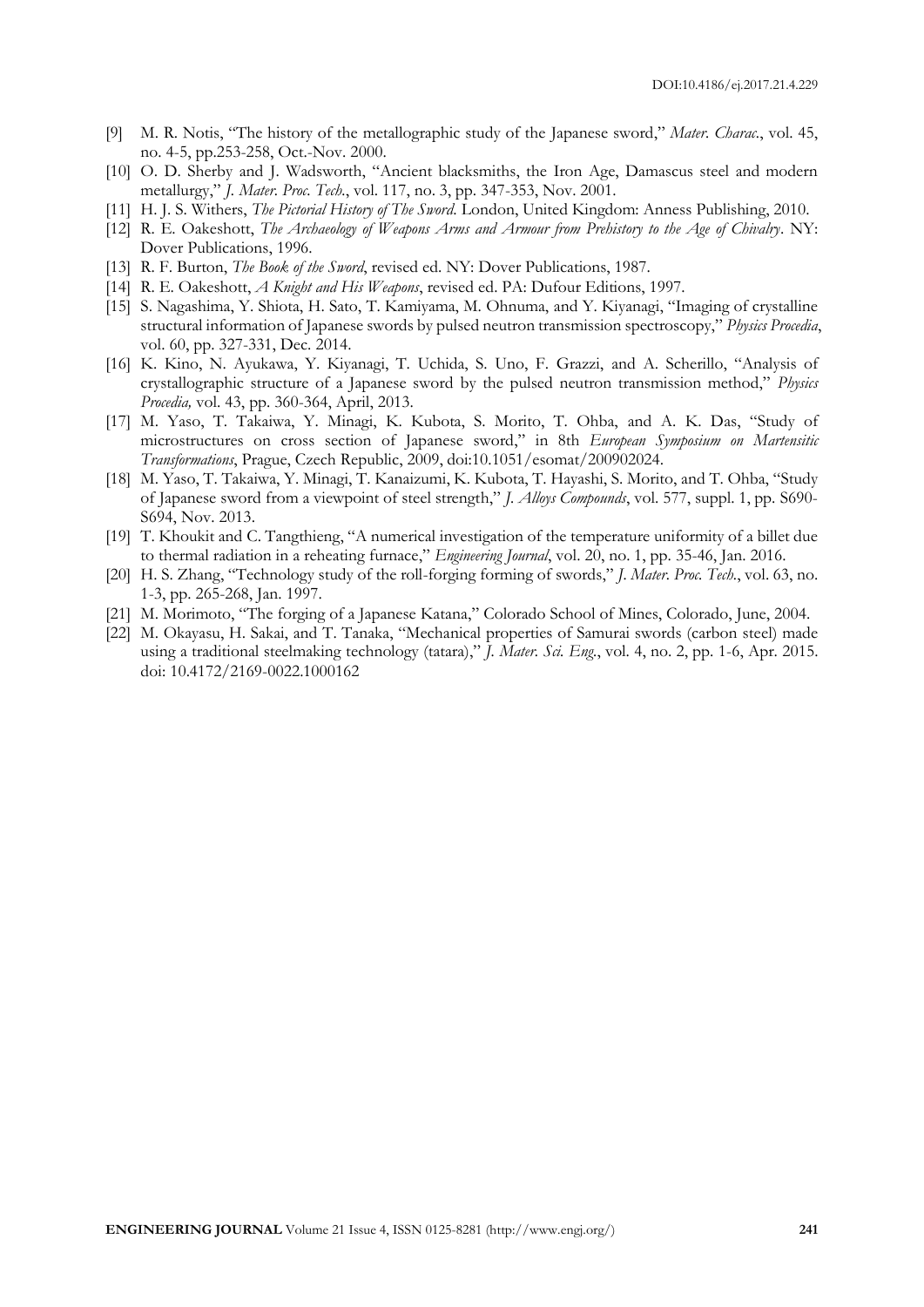[9] M. R. Notis, "The history of the metallographic study of the Japanese sword," *Mater. Charac.*, vol. 45, no. 4-5, pp.253-258, Oct.-Nov. 2000.

[10] O. D. Sherby and J. Wadsworth, "Ancient blacksmiths, the Iron Age, Damascus steel and modern metallurgy," *J. Mater. Proc. Tech.*, vol. 117, no. 3, pp. 347-353, Nov. 2001.

[11] H. J. S. Withers, *The Pictorial History of The Sword*. London, United Kingdom: Anness Publishing, 2010.

[12] R. E. Oakeshott, *The Archaeology of Weapons Arms and Armour from Prehistory to the Age of Chivalry*. NY: Dover Publications, 1996.

[13] R. F. Burton, *The Book of the Sword*, revised ed. NY: Dover Publications, 1987.

[14] R. E. Oakeshott, *A Knight and His Weapons*, revised ed. PA: Dufour Editions, 1997.

[15] S. Nagashima, Y. Shiota, H. Sato, T. Kamiyama, M. Ohnuma, and Y. Kiyanagi, "Imaging of crystalline structural information of Japanese swords by pulsed neutron transmission spectroscopy," *Physics Procedia*, vol. 60, pp. 327-331, Dec. 2014.

[16] K. Kino, N. Ayukawa, Y. Kiyanagi, T. Uchida, S. Uno, F. Grazzi, and A. Scherillo, "Analysis of crystallographic structure of a Japanese sword by the pulsed neutron transmission method," *Physics Procedia,* vol. 43, pp. 360-364, April, 2013.

[17] M. Yaso, T. Takaiwa, Y. Minagi, K. Kubota, S. Morito, T. Ohba, and A. K. Das, "Study of microstructures on cross section of Japanese sword," in 8th *European Symposium on Martensitic Transformations*, Prague, Czech Republic, 2009, doi:10.1051/esomat/200902024.

[18] M. Yaso, T. Takaiwa, Y. Minagi, T. Kanaizumi, K. Kubota, T. Hayashi, S. Morito, and T. Ohba, "Study of Japanese sword from a viewpoint of steel strength," *J. Alloys Compounds*, vol. 577, suppl. 1, pp. S690-S694, Nov. 2013.

[19] T. Khoukit and C. Tangthieng, "A numerical investigation of the temperature uniformity of a billet due to thermal radiation in a reheating furnace," *Engineering Journal*, vol. 20, no. 1, pp. 35-46, Jan. 2016.

[20] H. S. Zhang, "Technology study of the roll-forging forming of swords," *J. Mater. Proc. Tech.*, vol. 63, no. 1-3, pp. 265-268, Jan. 1997.

[21] M. Morimoto, "The forging of a Japanese Katana," Colorado School of Mines, Colorado, June, 2004.

[22] M. Okayasu, H. Sakai, and T. Tanaka, "Mechanical properties of Samurai swords (carbon steel) made using a traditional steelmaking technology (tatara)," *J. Mater. Sci. Eng.*, vol. 4, no. 2, pp. 1-6, Apr. 2015. doi: 10.4172/2169-0022.1000162